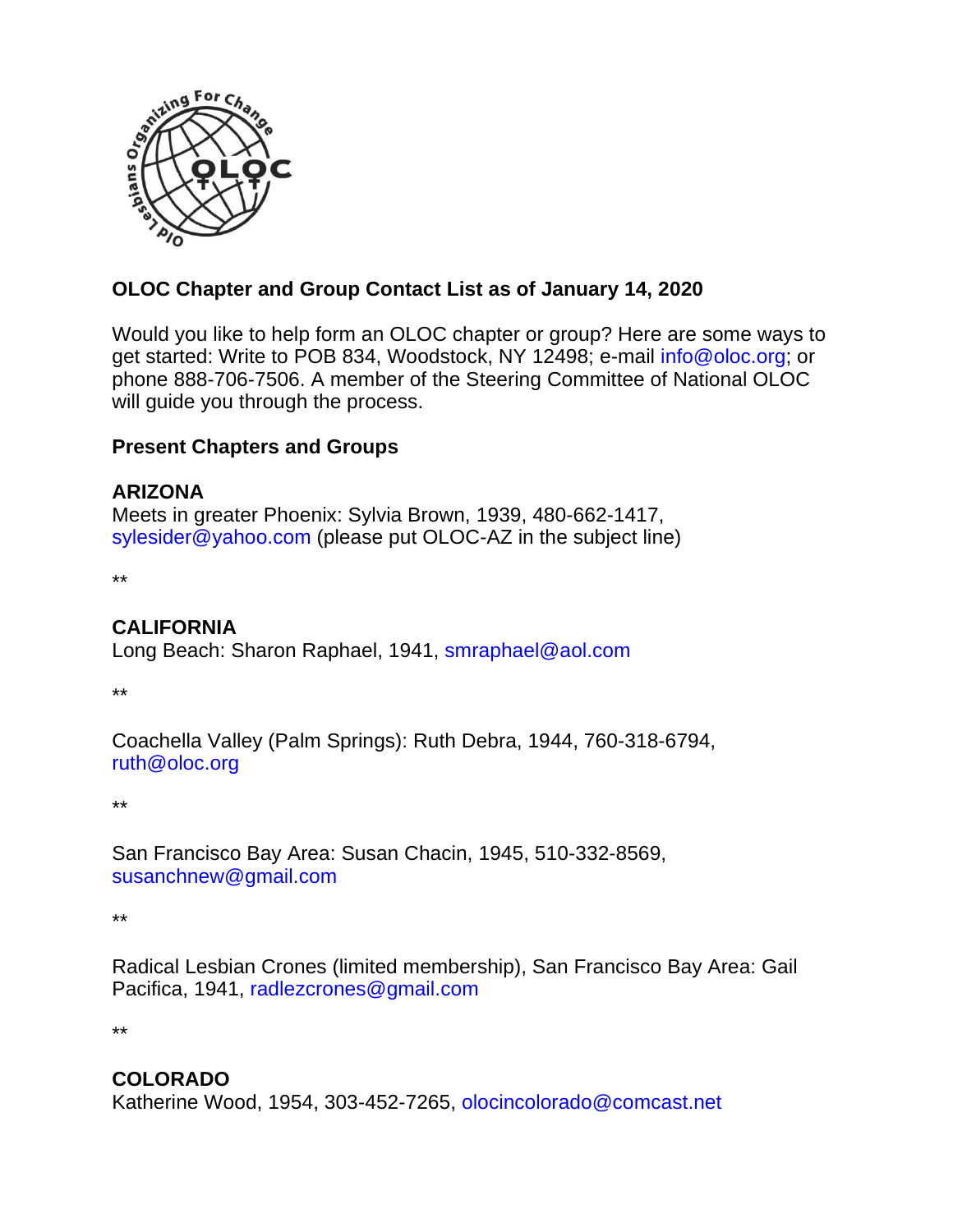**OLOC Chapter and Group Contact List as of January 14, 2020**

Would you like to help form an OLOC chapter or group? Here are some ways to get started: Write to POB 834, Woodstock, NY 12498; e-mail info@oloc.org; or phone 888-706-7506. A member of the Steering Committee of National OLOC will guide you through the process.

**Present Chapters and Groups**

**ARIZONA**
Meets in greater Phoenix: Sylvia Brown, 1939, 480-662-1417, sylesider@yahoo.com (please put OLOC-AZ in the subject line)

**

**CALIFORNIA**
Long Beach: Sharon Raphael, 1941, smraphael@aol.com

**

Coachella Valley (Palm Springs): Ruth Debra, 1944, 760-318-6794, ruth@oloc.org

**

San Francisco Bay Area: Susan Chacin, 1945, 510-332-8569, susanchnew@gmail.com

**

Radical Lesbian Crones (limited membership), San Francisco Bay Area: Gail Pacifica, 1941, radlezcrones@gmail.com

**

**COLORADO**
Katherine Wood, 1954, 303-452-7265, olocincolorado@comcast.net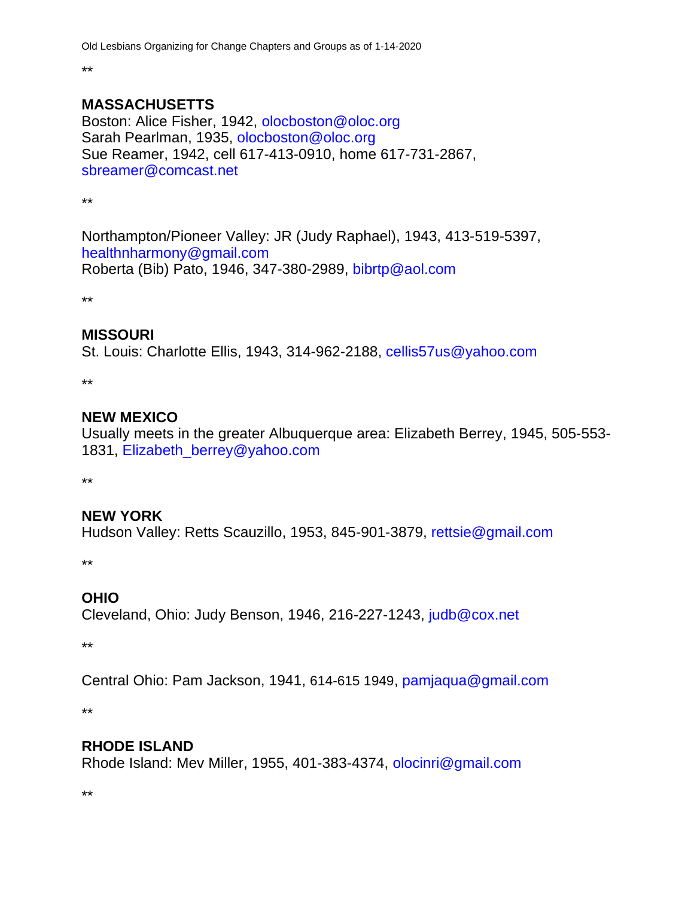**

## MASSACHUSETTS

Boston: Alice Fisher, 1942, olocboston@oloc.org
Sarah Pearlman, 1935, olocboston@oloc.org
Sue Reamer, 1942, cell 617-413-0910, home 617-731-2867, sbreamer@comcast.net

**

Northampton/Pioneer Valley: JR (Judy Raphael), 1943, 413-519-5397, healthnharmony@gmail.com
Roberta (Bib) Pato, 1946, 347-380-2989, bibrtp@aol.com

**

## MISSOURI

St. Louis: Charlotte Ellis, 1943, 314-962-2188, cellis57us@yahoo.com

**

## NEW MEXICO

Usually meets in the greater Albuquerque area: Elizabeth Berrey, 1945, 505-553-1831, Elizabeth_berrey@yahoo.com

**

## NEW YORK

Hudson Valley: Retts Scauzillo, 1953, 845-901-3879, rettsie@gmail.com

**

## OHIO

Cleveland, Ohio: Judy Benson, 1946, 216-227-1243, judb@cox.net

**

Central Ohio: Pam Jackson, 1941, 614-615 1949, pamjaqua@gmail.com

**

## RHODE ISLAND

Rhode Island: Mev Miller, 1955, 401-383-4374, olocinri@gmail.com

**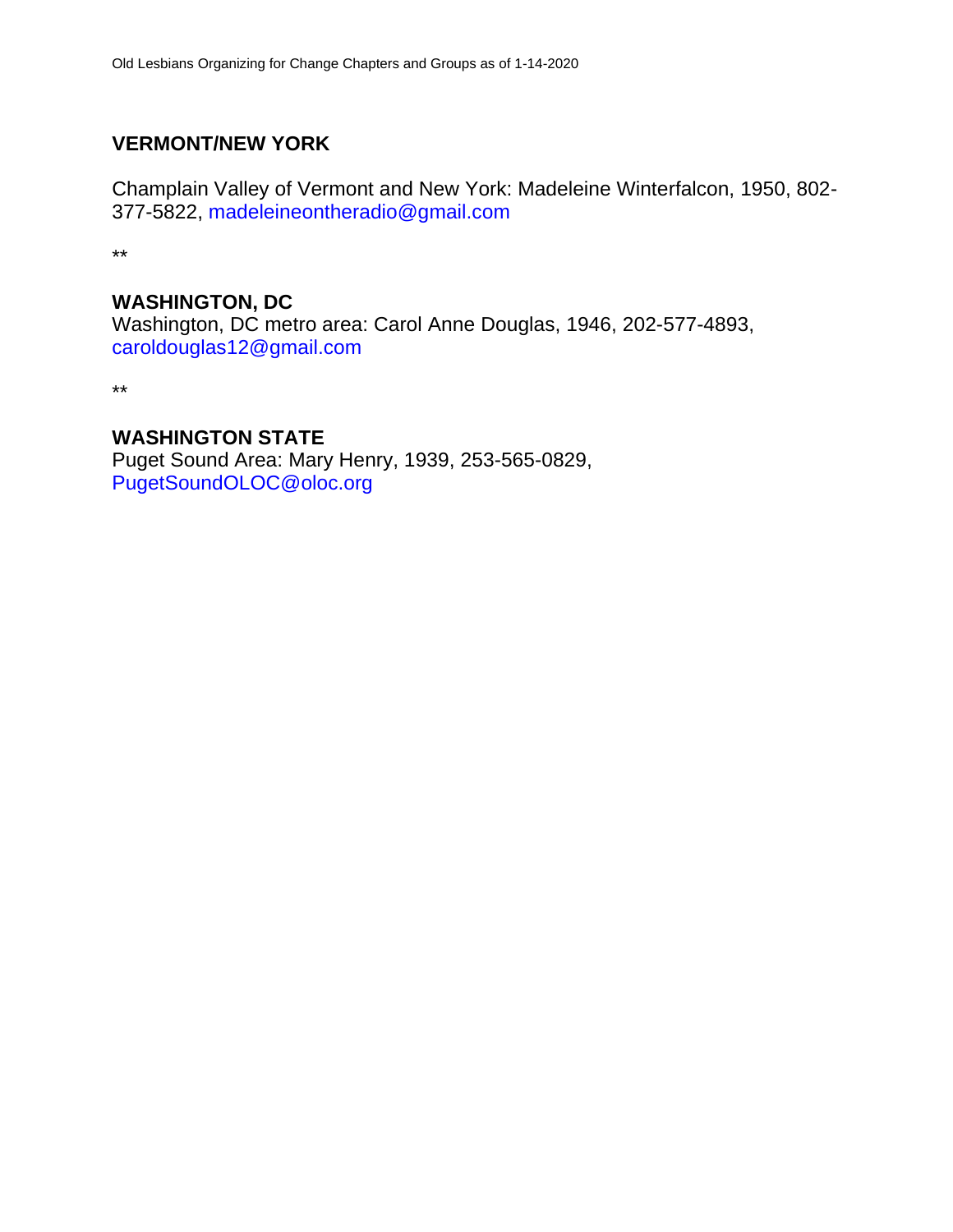**VERMONT/NEW YORK**

Champlain Valley of Vermont and New York: Madeleine Winterfalcon, 1950, 802-377-5822, madeleineontheradio@gmail.com

**

**WASHINGTON, DC**

Washington, DC metro area: Carol Anne Douglas, 1946, 202-577-4893, caroldouglas12@gmail.com

**

**WASHINGTON STATE**

Puget Sound Area: Mary Henry, 1939, 253-565-0829, PugetSoundOLOC@oloc.org